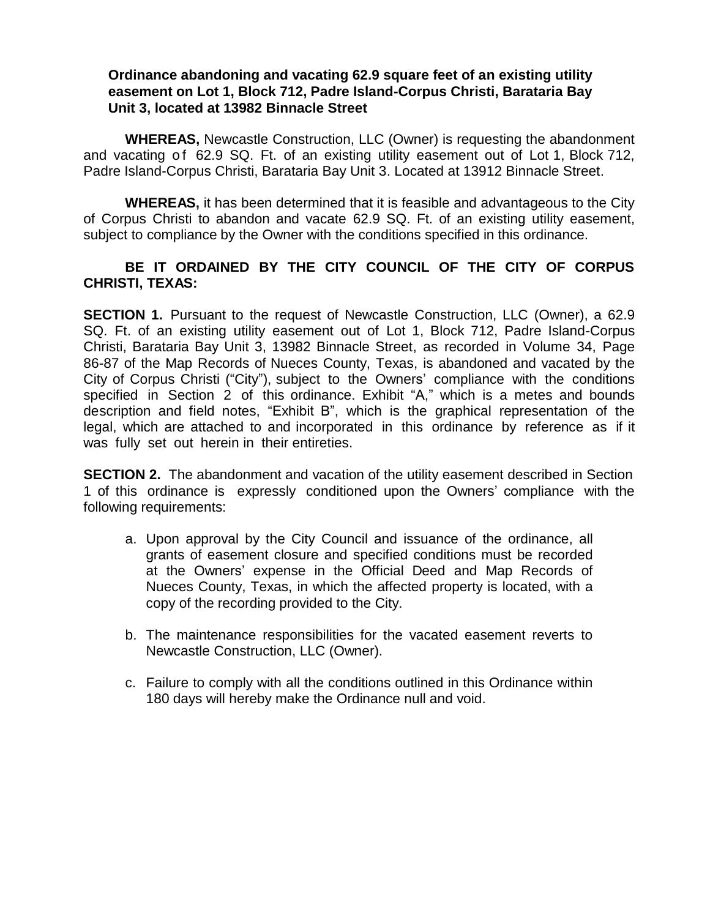**Ordinance abandoning and vacating 62.9 square feet of an existing utility easement on Lot 1, Block 712, Padre Island-Corpus Christi, Barataria Bay Unit 3, located at 13982 Binnacle Street**

**WHEREAS,** Newcastle Construction, LLC (Owner) is requesting the abandonment and vacating of 62.9 SQ. Ft. of an existing utility easement out of Lot 1, Block 712, Padre Island-Corpus Christi, Barataria Bay Unit 3. Located at 13912 Binnacle Street.

**WHEREAS,** it has been determined that it is feasible and advantageous to the City of Corpus Christi to abandon and vacate 62.9 SQ. Ft. of an existing utility easement, subject to compliance by the Owner with the conditions specified in this ordinance.

**BE IT ORDAINED BY THE CITY COUNCIL OF THE CITY OF CORPUS CHRISTI, TEXAS:**

**SECTION 1.** Pursuant to the request of Newcastle Construction, LLC (Owner), a 62.9 SQ. Ft. of an existing utility easement out of Lot 1, Block 712, Padre Island-Corpus Christi, Barataria Bay Unit 3, 13982 Binnacle Street, as recorded in Volume 34, Page 86-87 of the Map Records of Nueces County, Texas, is abandoned and vacated by the City of Corpus Christi ("City"), subject to the Owners' compliance with the conditions specified in Section 2 of this ordinance. Exhibit "A," which is a metes and bounds description and field notes, "Exhibit B", which is the graphical representation of the legal, which are attached to and incorporated in this ordinance by reference as if it was fully set out herein in their entireties.

**SECTION 2.** The abandonment and vacation of the utility easement described in Section 1 of this ordinance is expressly conditioned upon the Owners' compliance with the following requirements:

a. Upon approval by the City Council and issuance of the ordinance, all grants of easement closure and specified conditions must be recorded at the Owners' expense in the Official Deed and Map Records of Nueces County, Texas, in which the affected property is located, with a copy of the recording provided to the City.

b. The maintenance responsibilities for the vacated easement reverts to Newcastle Construction, LLC (Owner).

c. Failure to comply with all the conditions outlined in this Ordinance within 180 days will hereby make the Ordinance null and void.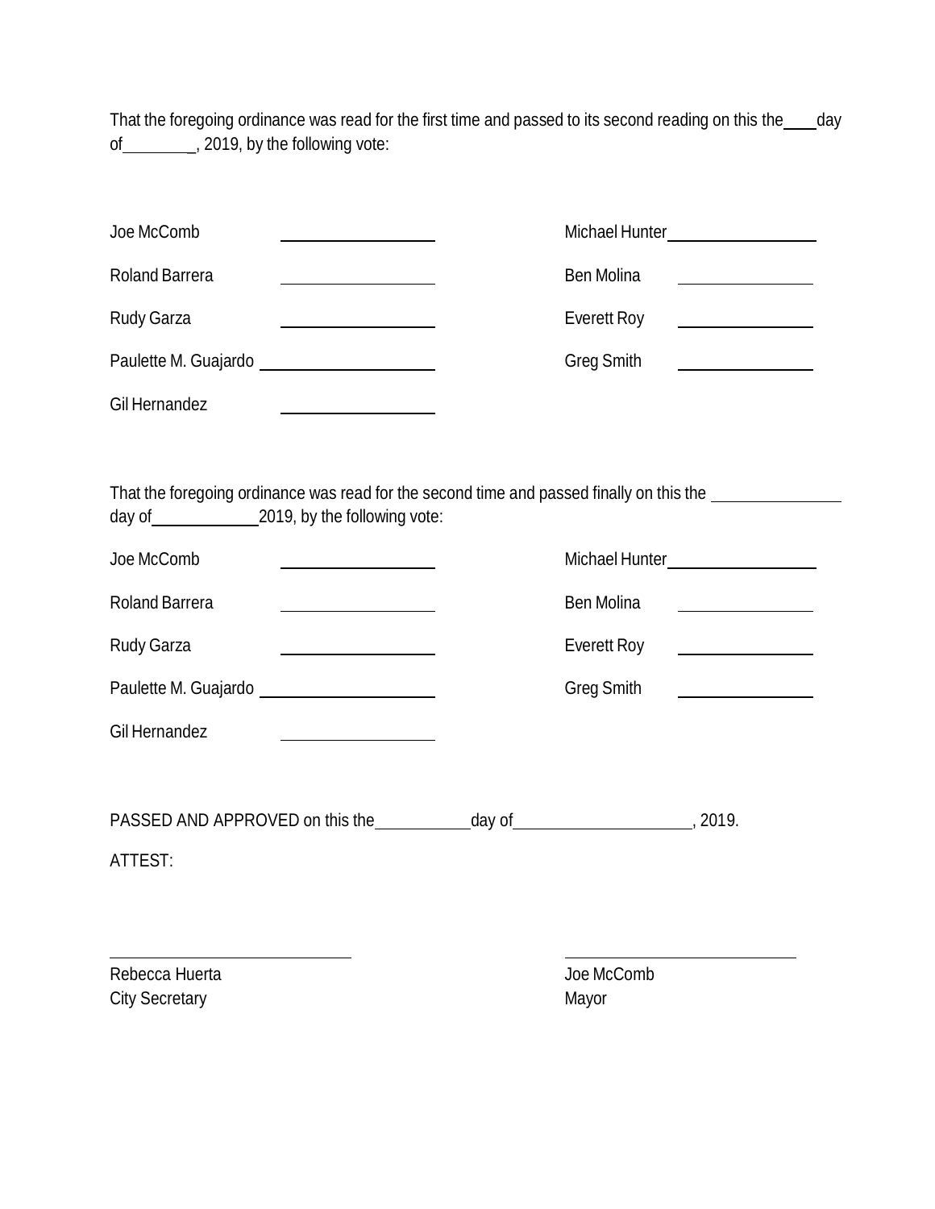That the foregoing ordinance was read for the first time and passed to its second reading on this the \_\_\_\_ day of \_\_\_\_\_\_\_\_\_, 2019, by the following vote:

| | | | |
|---|---|---|---|
| Joe McComb | \_\_\_\_\_\_\_\_\_\_\_\_\_\_\_\_\_\_ | Michael Hunter | \_\_\_\_\_\_\_\_\_\_\_\_\_\_\_\_\_\_ |
| Roland Barrera | \_\_\_\_\_\_\_\_\_\_\_\_\_\_\_\_\_\_ | Ben Molina | \_\_\_\_\_\_\_\_\_\_\_\_\_\_\_\_\_\_ |
| Rudy Garza | \_\_\_\_\_\_\_\_\_\_\_\_\_\_\_\_\_\_ | Everett Roy | \_\_\_\_\_\_\_\_\_\_\_\_\_\_\_\_\_\_ |
| Paulette M. Guajardo | \_\_\_\_\_\_\_\_\_\_\_\_\_\_\_\_\_\_ | Greg Smith | \_\_\_\_\_\_\_\_\_\_\_\_\_\_\_\_\_\_ |
| Gil Hernandez | \_\_\_\_\_\_\_\_\_\_\_\_\_\_\_\_\_\_ | | |

That the foregoing ordinance was read for the second time and passed finally on this the \_\_\_\_\_\_\_\_\_\_\_\_\_\_\_ day of \_\_\_\_\_\_\_\_\_\_\_\_\_ 2019, by the following vote:

| | | | |
|---|---|---|---|
| Joe McComb | \_\_\_\_\_\_\_\_\_\_\_\_\_\_\_\_\_\_ | Michael Hunter | \_\_\_\_\_\_\_\_\_\_\_\_\_\_\_\_\_\_ |
| Roland Barrera | \_\_\_\_\_\_\_\_\_\_\_\_\_\_\_\_\_\_ | Ben Molina | \_\_\_\_\_\_\_\_\_\_\_\_\_\_\_\_\_\_ |
| Rudy Garza | \_\_\_\_\_\_\_\_\_\_\_\_\_\_\_\_\_\_ | Everett Roy | \_\_\_\_\_\_\_\_\_\_\_\_\_\_\_\_\_\_ |
| Paulette M. Guajardo | \_\_\_\_\_\_\_\_\_\_\_\_\_\_\_\_\_\_ | Greg Smith | \_\_\_\_\_\_\_\_\_\_\_\_\_\_\_\_\_\_ |
| Gil Hernandez | \_\_\_\_\_\_\_\_\_\_\_\_\_\_\_\_\_\_ | | |

PASSED AND APPROVED on this the \_\_\_\_\_\_\_\_\_\_\_\_ day of \_\_\_\_\_\_\_\_\_\_\_\_\_\_\_\_\_\_\_\_\_\_, 2019.

ATTEST:

| | |
|---|---|
| \_\_\_\_\_\_\_\_\_\_\_\_\_\_\_\_\_\_\_\_\_\_\_\_\_\_\_\_\_\_ | \_\_\_\_\_\_\_\_\_\_\_\_\_\_\_\_\_\_\_\_\_\_\_\_\_\_\_\_\_\_ |
| Rebecca Huerta | Joe McComb |
| City Secretary | Mayor |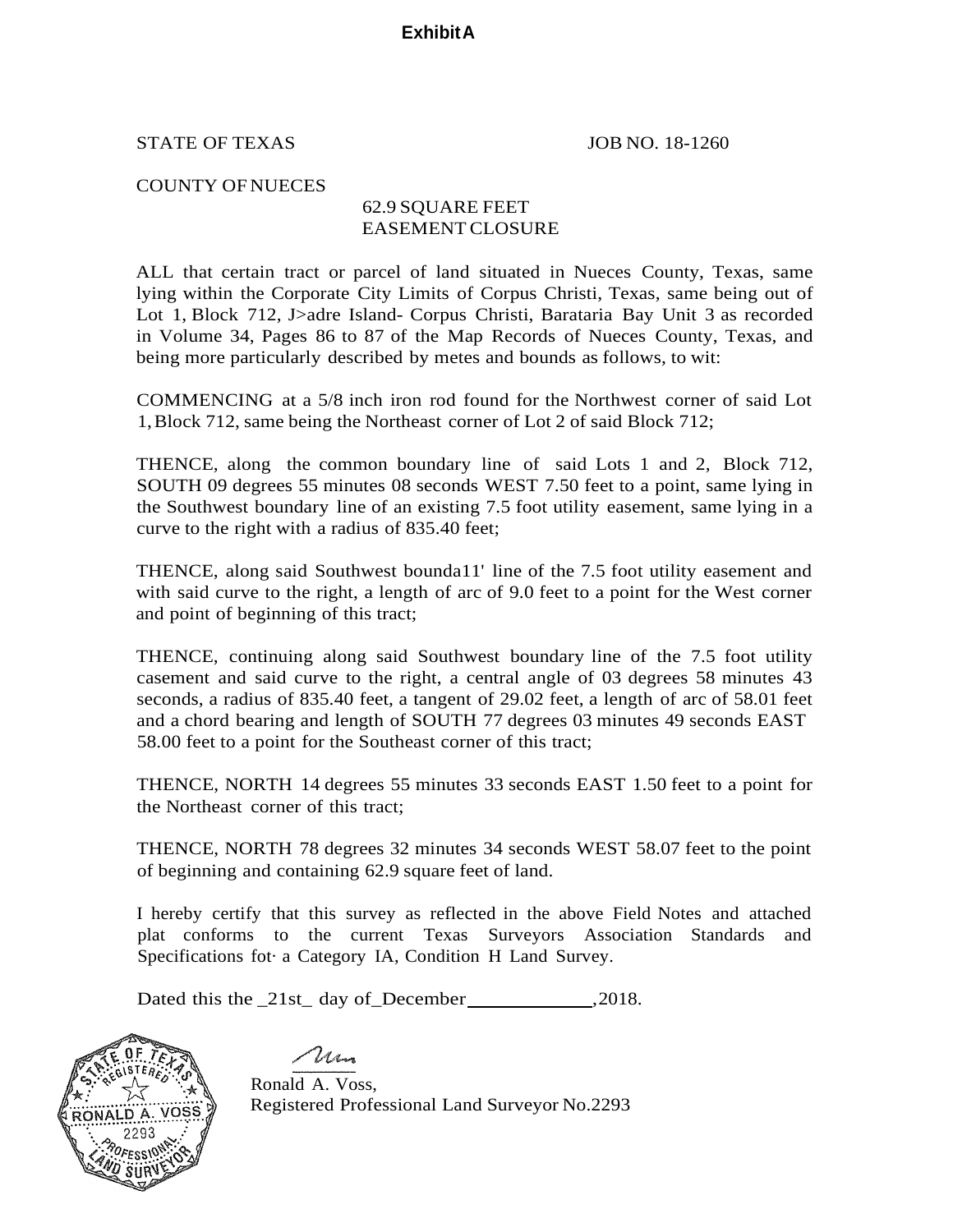**Exhibit A**

STATE OF TEXAS JOB NO. 18-1260

COUNTY OF NUECES

62.9 SQUARE FEET
EASEMENT CLOSURE

ALL that certain tract or parcel of land situated in Nueces County, Texas, same lying within the Corporate City Limits of Corpus Christi, Texas, same being out of Lot 1, Block 712, J>adre Island- Corpus Christi, Barataria Bay Unit 3 as recorded in Volume 34, Pages 86 to 87 of the Map Records of Nueces County, Texas, and being more particularly described by metes and bounds as follows, to wit:

COMMENCING at a 5/8 inch iron rod found for the Northwest corner of said Lot 1, Block 712, same being the Northeast corner of Lot 2 of said Block 712;

THENCE, along the common boundary line of said Lots 1 and 2, Block 712, SOUTH 09 degrees 55 minutes 08 seconds WEST 7.50 feet to a point, same lying in the Southwest boundary line of an existing 7.5 foot utility easement, same lying in a curve to the right with a radius of 835.40 feet;

THENCE, along said Southwest bounda11' line of the 7.5 foot utility easement and with said curve to the right, a length of arc of 9.0 feet to a point for the West corner and point of beginning of this tract;

THENCE, continuing along said Southwest boundary line of the 7.5 foot utility casement and said curve to the right, a central angle of 03 degrees 58 minutes 43 seconds, a radius of 835.40 feet, a tangent of 29.02 feet, a length of arc of 58.01 feet and a chord bearing and length of SOUTH 77 degrees 03 minutes 49 seconds EAST 58.00 feet to a point for the Southeast corner of this tract;

THENCE, NORTH 14 degrees 55 minutes 33 seconds EAST 1.50 feet to a point for the Northeast corner of this tract;

THENCE, NORTH 78 degrees 32 minutes 34 seconds WEST 58.07 feet to the point of beginning and containing 62.9 square feet of land.

I hereby certify that this survey as reflected in the above Field Notes and attached plat conforms to the current Texas Surveyors Association Standards and Specifications fot· a Category IA, Condition H Land Survey.

Dated this the _21st_ day of_December ____________,2018.

STATE OF TEXAS
REGISTERED
RONALD A. VOSS
2293
PROFESSIONAL
LAND SURVEYOR

Ronald A. Voss,
Registered Professional Land Surveyor No.2293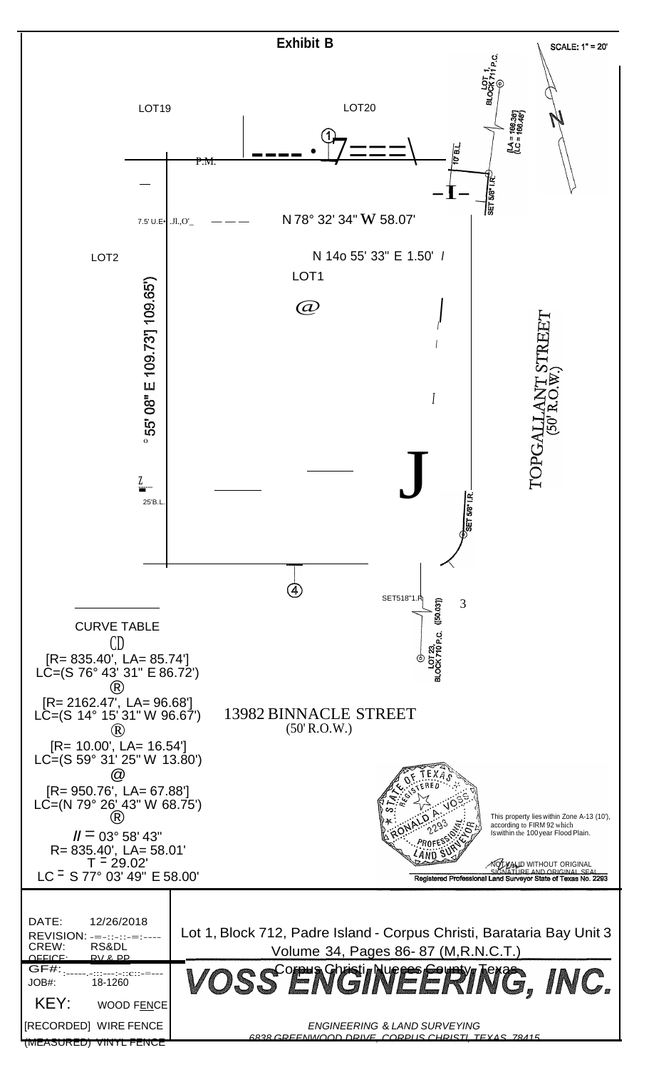# Exhibit B

SCALE: 1" = 20'

LOT 1, BLOCK 711 P.C.

[LA = 168.38']
[LC = 168.48']

LOT19

LOT20

P.M.

10' B.L.

SET 5/8" I.R.

7.5' U.E.

N 78° 32' 34" W 58.07'

LOT2

N 14o 55' 33" E 1.50'

LOT1

55' 08" E 109.73'] 109.65')

TOPGALLANT STREET
(50' R.O.W.)

25'B.L.

SET 5/8" I.R.

SET5/8"1.R.

3

([50.03'])

LOT 23, BLOCK 710 P.C.

CURVE TABLE

[R= 835.40', LA= 85.74']
LC=(S 76° 43' 31" E 86.72')

[R= 2162.47', LA= 96.68']
LC=(S 14° 15' 31" W 96.67')

[R= 10.00', LA= 16.54']
LC=(S 59° 31' 25" W 13.80')

[R= 950.76', LA= 67.88']
LC=(N 79° 26' 43" W 68.75')

Δ = 03° 58' 43"
R= 835.40', LA= 58.01'
T = 29.02'
LC = S 77° 03' 49" E 58.00'

13982 BINNACLE STREET
(50' R.O.W.)

STATE OF TEXAS
REGISTERED
RONALD A. VOSS
2293
PROFESSIONAL
LAND SURVEYOR

This property lies within Zone A-13 (10'), according to FIRM 92 which Is within the 100 year Flood Plain.

NOT VALID WITHOUT ORIGINAL SIGNATURE AND ORIGINAL SEAL

Registered Professional Land Surveyor State of Texas No. 2293

| | |
|---|---|
| DATE: 12/26/2018 | |
| REVISION: | |
| CREW: RS&DL | |
| OFFICE: RV & PP | |
| GF#: | |
| JOB#: 18-1260 | |

KEY:
- WOOD FENCE
- [RECORDED] WIRE FENCE
- (MEASURED) VINYL FENCE

Lot 1, Block 712, Padre Island - Corpus Christi, Barataria Bay Unit 3
Volume 34, Pages 86- 87 (M,R.N.C.T.)
Corpus Christi, Nueces County, Texas

**VOSS ENGINEERING, INC.**

*ENGINEERING & LAND SURVEYING*
*6838 GREENWOOD DRIVE, CORPUS CHRISTI, TEXAS, 78415*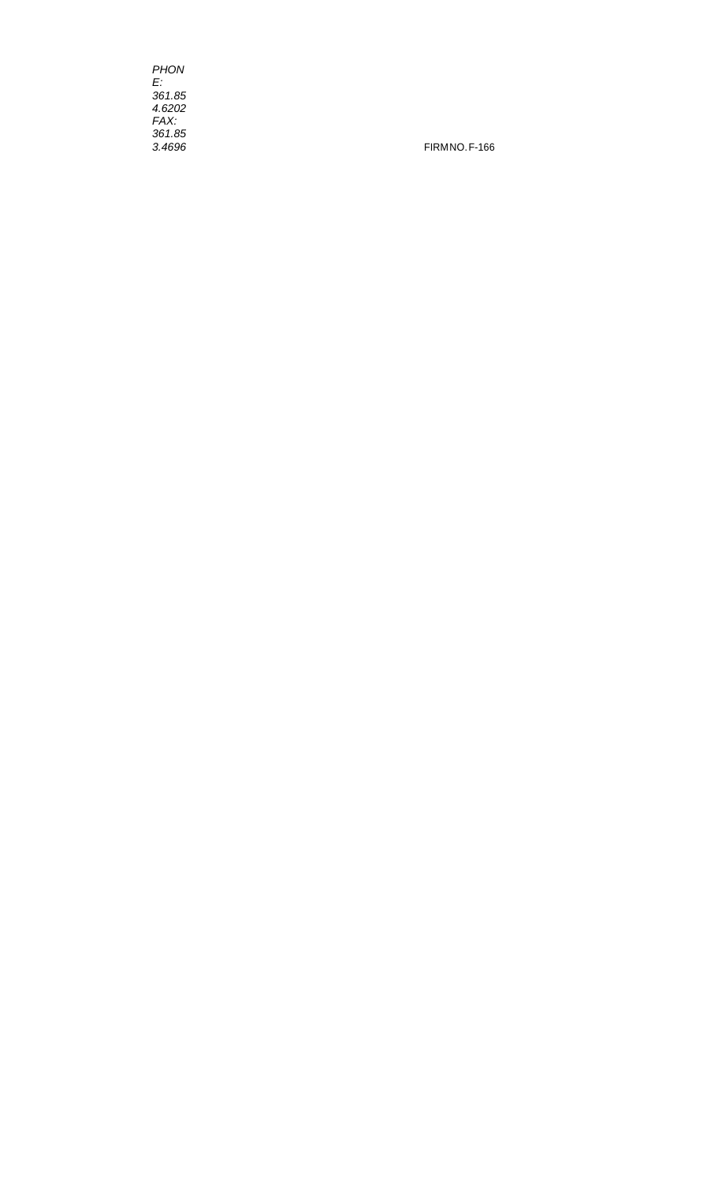*PHON*
*E:*
*361.85*
*4.6202*
*FAX:*
*361.85*
*3.4696*

FIRMNO.F-166